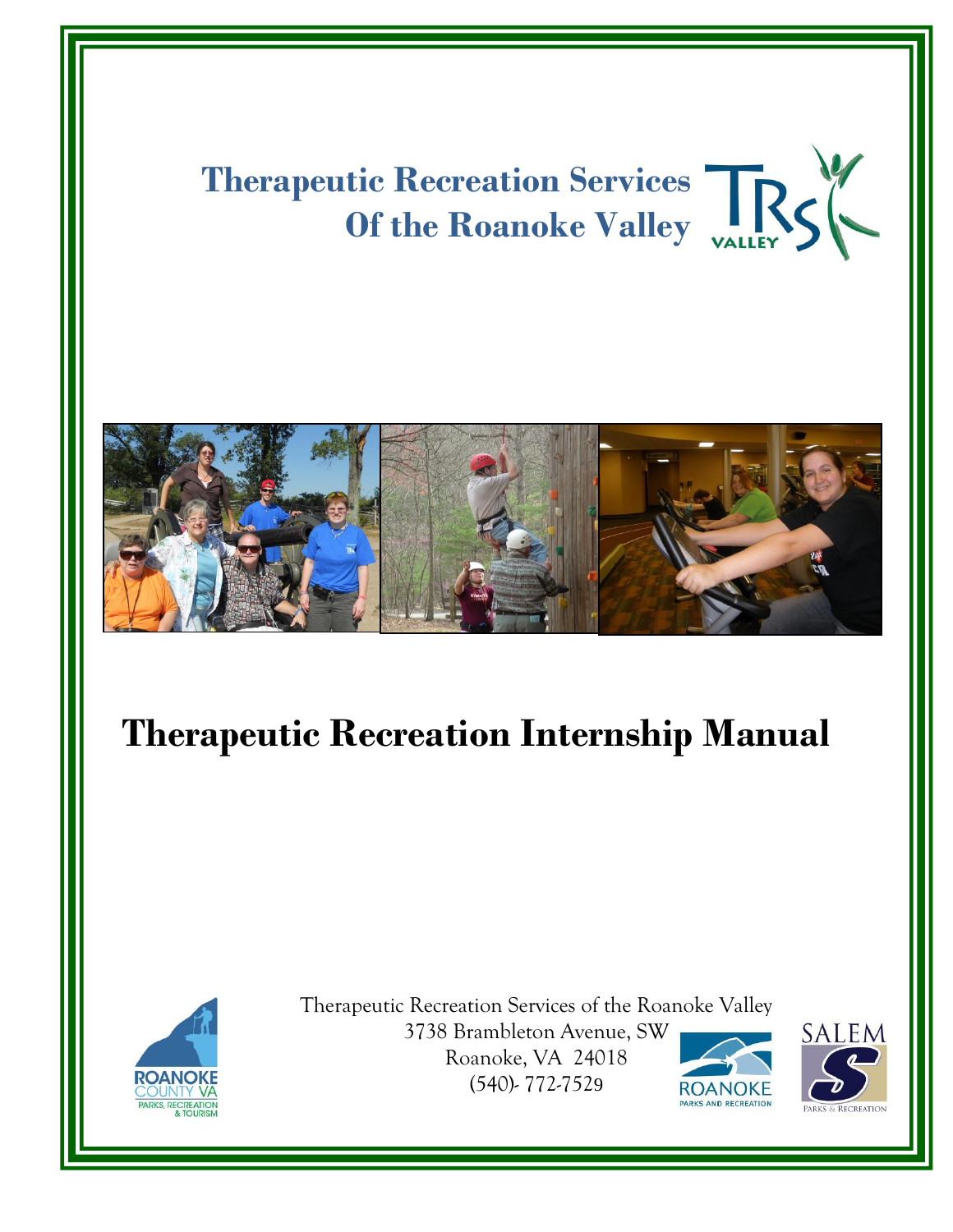# Therapeutic Recreation Services Of the Roanoke Valley

# Therapeutic Recreation Internship Manual

Therapeutic Recreation Services of the Roanoke Valley
3738 Brambleton Avenue, SW
Roanoke, VA 24018
(540)- 772-7529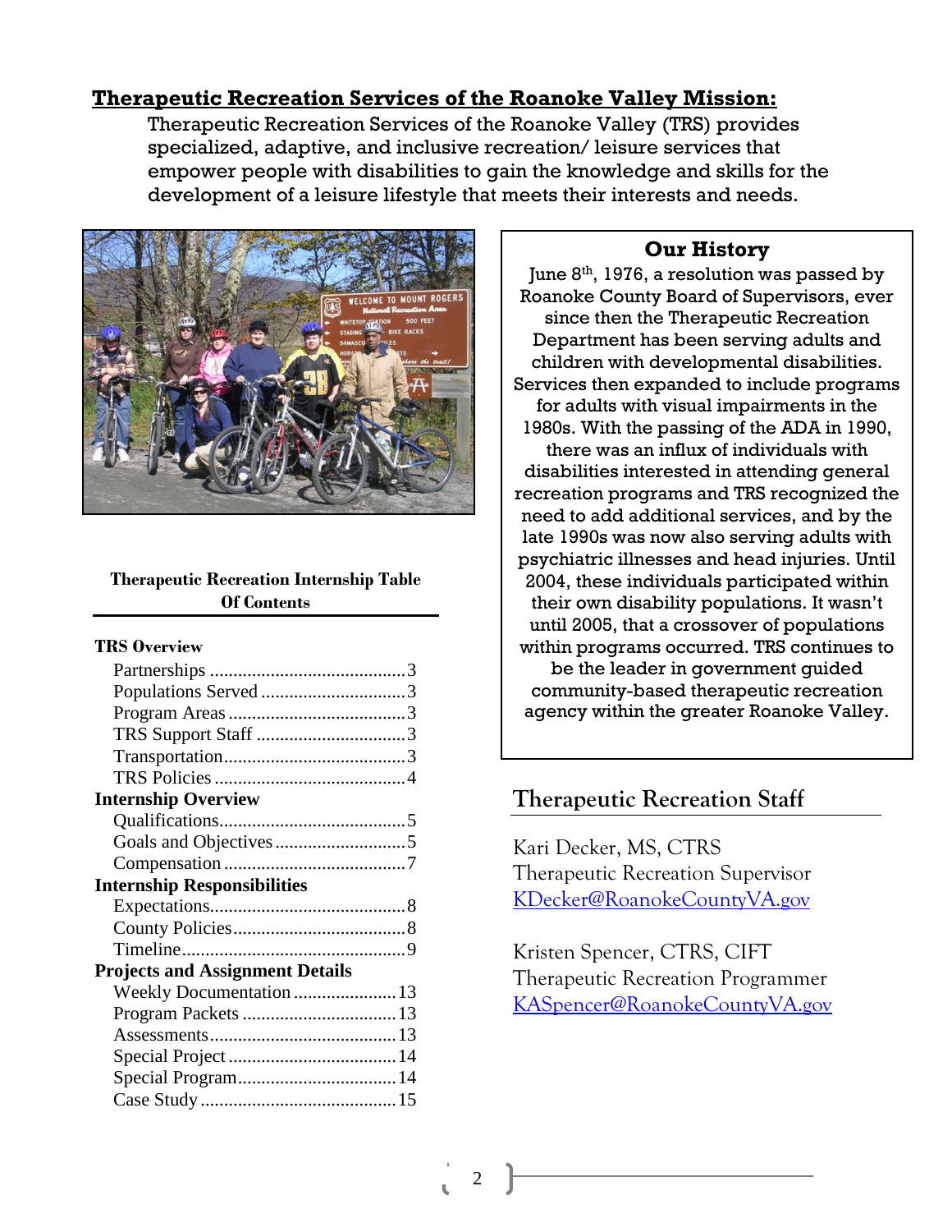## Therapeutic Recreation Services of the Roanoke Valley Mission:

Therapeutic Recreation Services of the Roanoke Valley (TRS) provides specialized, adaptive, and inclusive recreation/ leisure services that empower people with disabilities to gain the knowledge and skills for the development of a leisure lifestyle that meets their interests and needs.

### Our History

June 8th, 1976, a resolution was passed by Roanoke County Board of Supervisors, ever since then the Therapeutic Recreation Department has been serving adults and children with developmental disabilities. Services then expanded to include programs for adults with visual impairments in the 1980s. With the passing of the ADA in 1990, there was an influx of individuals with disabilities interested in attending general recreation programs and TRS recognized the need to add additional services, and by the late 1990s was now also serving adults with psychiatric illnesses and head injuries. Until 2004, these individuals participated within their own disability populations. It wasn't until 2005, that a crossover of populations within programs occurred. TRS continues to be the leader in government guided community-based therapeutic recreation agency within the greater Roanoke Valley.

### Therapeutic Recreation Internship Table Of Contents

**TRS Overview**
- Partnerships .......... 3
- Populations Served .......... 3
- Program Areas .......... 3
- TRS Support Staff .......... 3
- Transportation .......... 3
- TRS Policies .......... 4

**Internship Overview**
- Qualifications .......... 5
- Goals and Objectives .......... 5
- Compensation .......... 7

**Internship Responsibilities**
- Expectations .......... 8
- County Policies .......... 8
- Timeline .......... 9

**Projects and Assignment Details**
- Weekly Documentation .......... 13
- Program Packets .......... 13
- Assessments .......... 13
- Special Project .......... 14
- Special Program .......... 14
- Case Study .......... 15

## Therapeutic Recreation Staff

Kari Decker, MS, CTRS
Therapeutic Recreation Supervisor
KDecker@RoanokeCountyVA.gov

Kristen Spencer, CTRS, CIFT
Therapeutic Recreation Programmer
KASpencer@RoanokeCountyVA.gov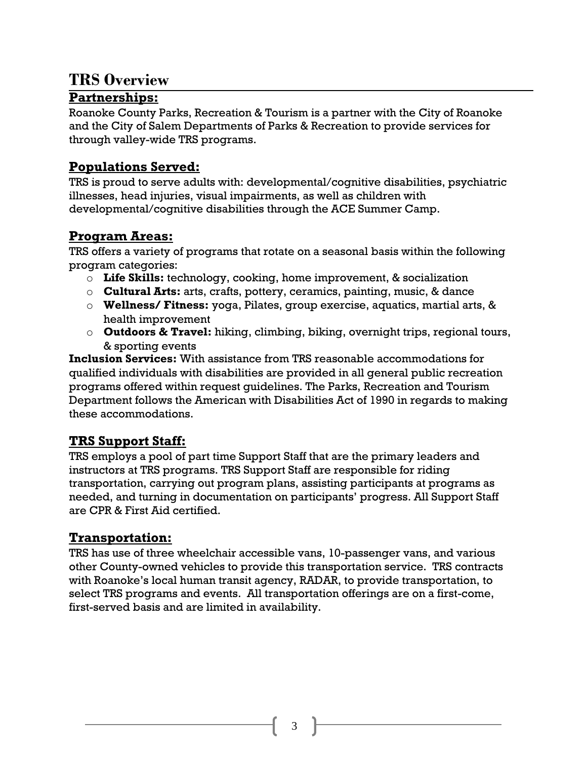# TRS Overview

## Partnerships:

Roanoke County Parks, Recreation & Tourism is a partner with the City of Roanoke and the City of Salem Departments of Parks & Recreation to provide services for through valley-wide TRS programs.

## Populations Served:

TRS is proud to serve adults with: developmental/cognitive disabilities, psychiatric illnesses, head injuries, visual impairments, as well as children with developmental/cognitive disabilities through the ACE Summer Camp.

## Program Areas:

TRS offers a variety of programs that rotate on a seasonal basis within the following program categories:

- **Life Skills:** technology, cooking, home improvement, & socialization
- **Cultural Arts:** arts, crafts, pottery, ceramics, painting, music, & dance
- **Wellness/ Fitness:** yoga, Pilates, group exercise, aquatics, martial arts, & health improvement
- **Outdoors & Travel:** hiking, climbing, biking, overnight trips, regional tours, & sporting events

**Inclusion Services:** With assistance from TRS reasonable accommodations for qualified individuals with disabilities are provided in all general public recreation programs offered within request guidelines. The Parks, Recreation and Tourism Department follows the American with Disabilities Act of 1990 in regards to making these accommodations.

## TRS Support Staff:

TRS employs a pool of part time Support Staff that are the primary leaders and instructors at TRS programs. TRS Support Staff are responsible for riding transportation, carrying out program plans, assisting participants at programs as needed, and turning in documentation on participants' progress. All Support Staff are CPR & First Aid certified.

## Transportation:

TRS has use of three wheelchair accessible vans, 10-passenger vans, and various other County-owned vehicles to provide this transportation service. TRS contracts with Roanoke's local human transit agency, RADAR, to provide transportation, to select TRS programs and events. All transportation offerings are on a first-come, first-served basis and are limited in availability.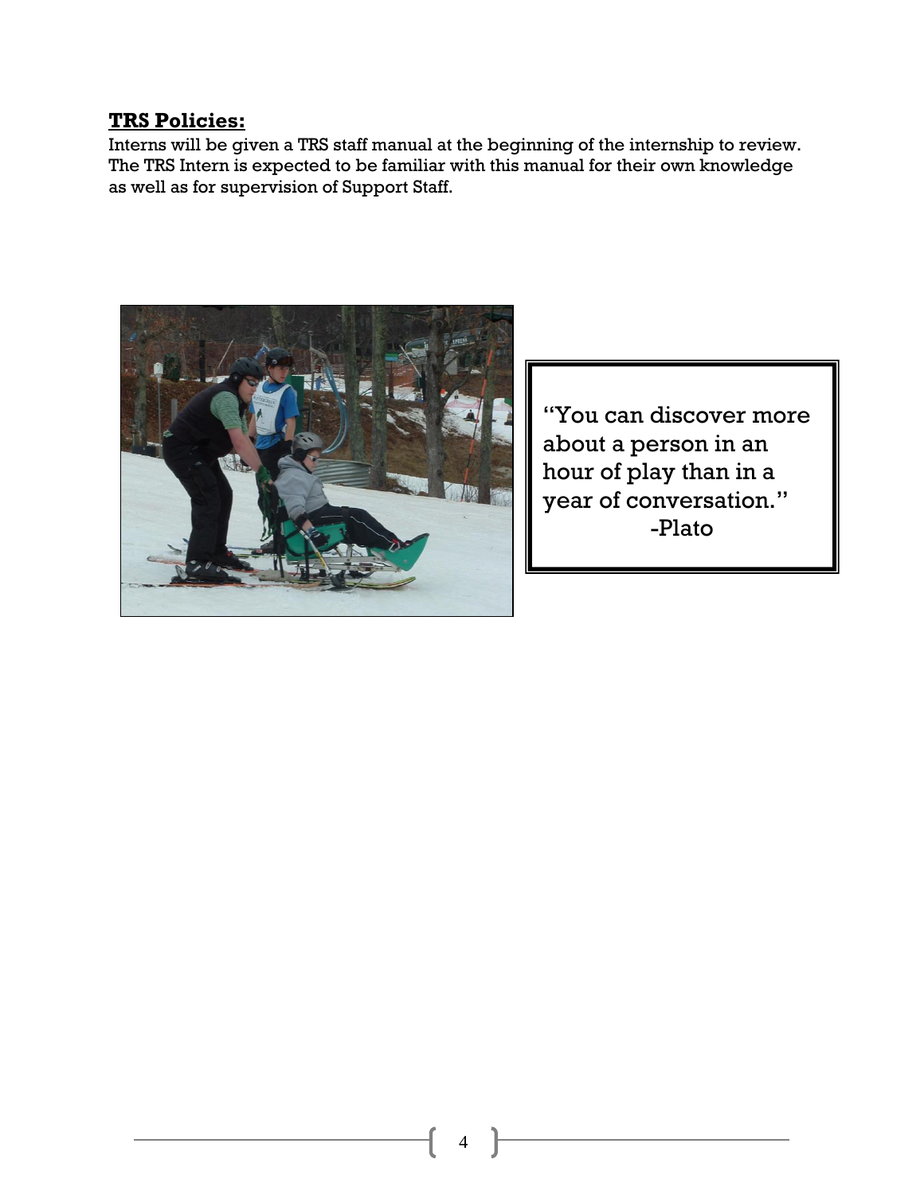## TRS Policies:

Interns will be given a TRS staff manual at the beginning of the internship to review. The TRS Intern is expected to be familiar with this manual for their own knowledge as well as for supervision of Support Staff.

"You can discover more about a person in an hour of play than in a year of conversation."
-Plato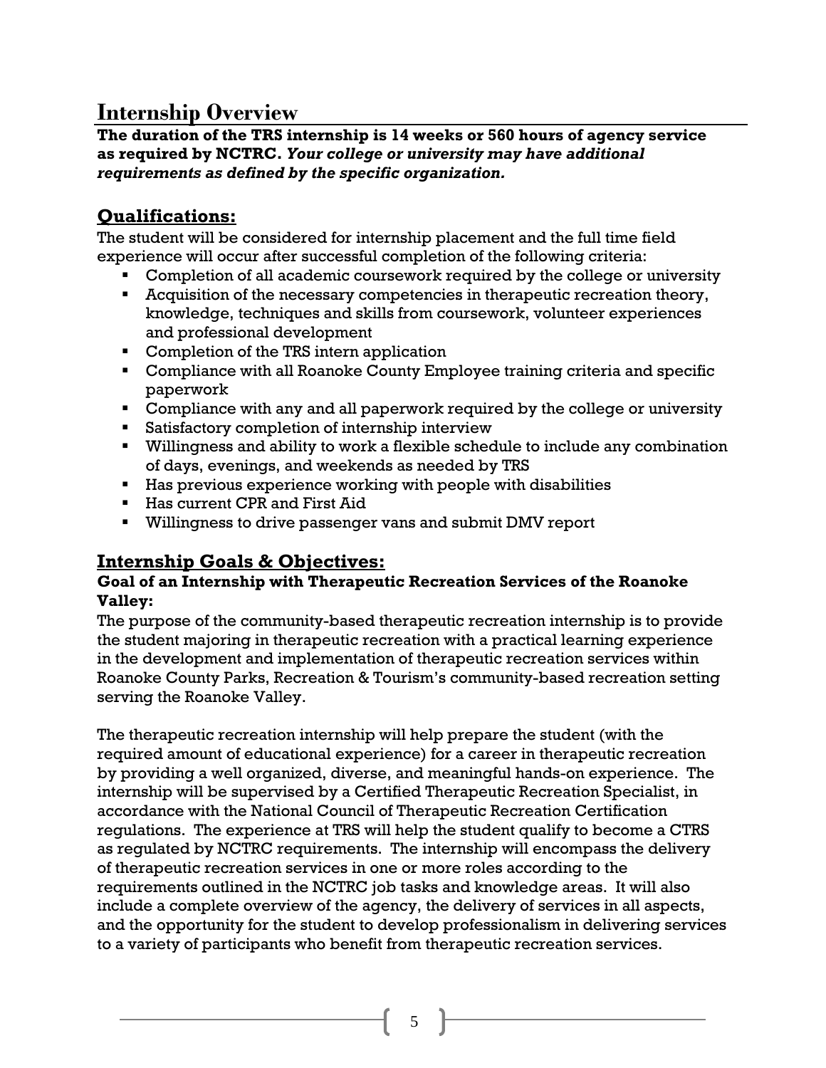# Internship Overview

**The duration of the TRS internship is 14 weeks or 560 hours of agency service as required by NCTRC. *Your college or university may have additional requirements as defined by the specific organization.***

## Qualifications:

The student will be considered for internship placement and the full time field experience will occur after successful completion of the following criteria:

- Completion of all academic coursework required by the college or university
- Acquisition of the necessary competencies in therapeutic recreation theory, knowledge, techniques and skills from coursework, volunteer experiences and professional development
- Completion of the TRS intern application
- Compliance with all Roanoke County Employee training criteria and specific paperwork
- Compliance with any and all paperwork required by the college or university
- Satisfactory completion of internship interview
- Willingness and ability to work a flexible schedule to include any combination of days, evenings, and weekends as needed by TRS
- Has previous experience working with people with disabilities
- Has current CPR and First Aid
- Willingness to drive passenger vans and submit DMV report

## Internship Goals & Objectives:

### Goal of an Internship with Therapeutic Recreation Services of the Roanoke Valley:

The purpose of the community-based therapeutic recreation internship is to provide the student majoring in therapeutic recreation with a practical learning experience in the development and implementation of therapeutic recreation services within Roanoke County Parks, Recreation & Tourism's community-based recreation setting serving the Roanoke Valley.

The therapeutic recreation internship will help prepare the student (with the required amount of educational experience) for a career in therapeutic recreation by providing a well organized, diverse, and meaningful hands-on experience. The internship will be supervised by a Certified Therapeutic Recreation Specialist, in accordance with the National Council of Therapeutic Recreation Certification regulations. The experience at TRS will help the student qualify to become a CTRS as regulated by NCTRC requirements. The internship will encompass the delivery of therapeutic recreation services in one or more roles according to the requirements outlined in the NCTRC job tasks and knowledge areas. It will also include a complete overview of the agency, the delivery of services in all aspects, and the opportunity for the student to develop professionalism in delivering services to a variety of participants who benefit from therapeutic recreation services.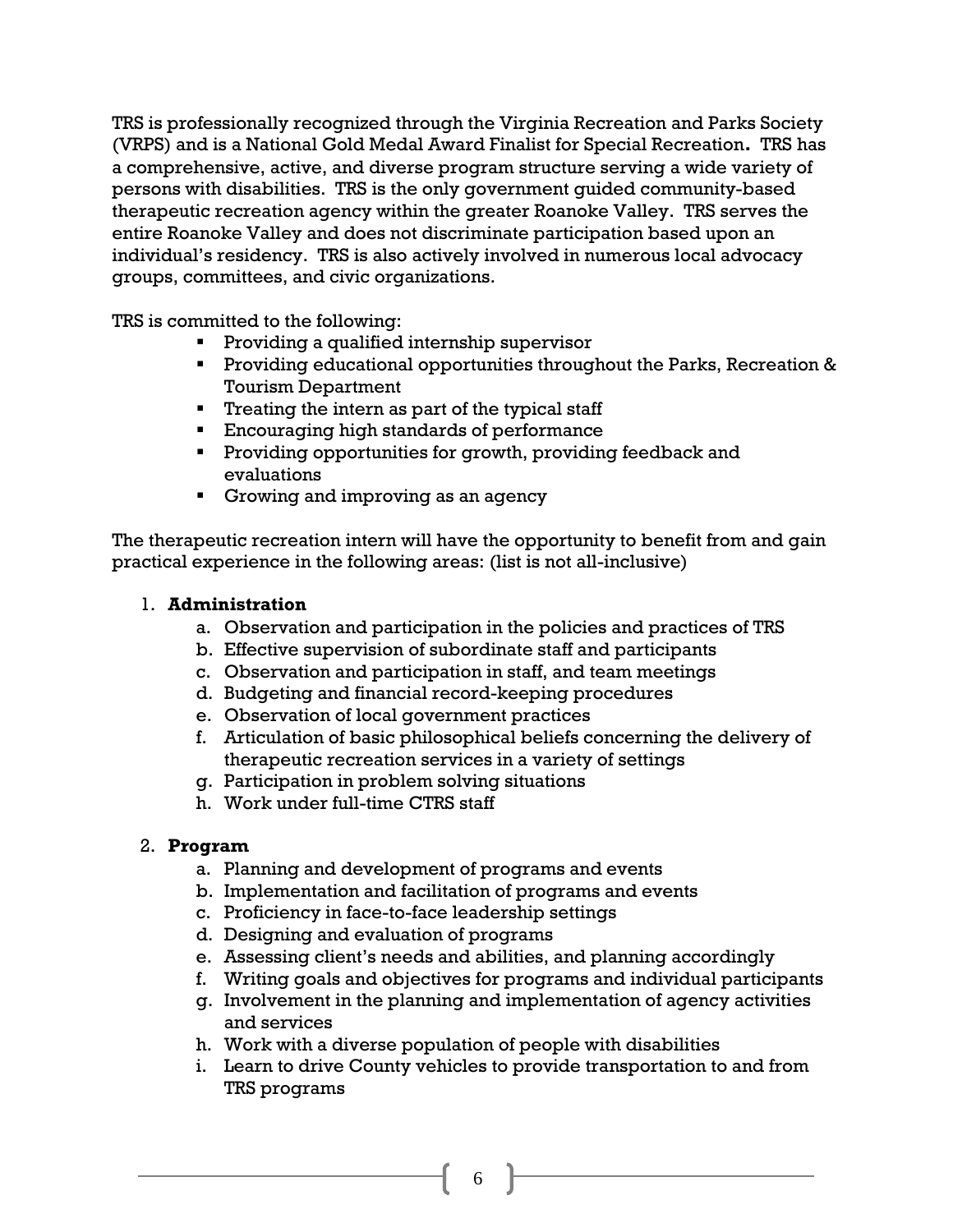TRS is professionally recognized through the Virginia Recreation and Parks Society (VRPS) and is a National Gold Medal Award Finalist for Special Recreation**.** TRS has a comprehensive, active, and diverse program structure serving a wide variety of persons with disabilities. TRS is the only government guided community-based therapeutic recreation agency within the greater Roanoke Valley. TRS serves the entire Roanoke Valley and does not discriminate participation based upon an individual's residency. TRS is also actively involved in numerous local advocacy groups, committees, and civic organizations.

TRS is committed to the following:

- Providing a qualified internship supervisor
- Providing educational opportunities throughout the Parks, Recreation & Tourism Department
- Treating the intern as part of the typical staff
- Encouraging high standards of performance
- Providing opportunities for growth, providing feedback and evaluations
- Growing and improving as an agency

The therapeutic recreation intern will have the opportunity to benefit from and gain practical experience in the following areas: (list is not all-inclusive)

1. **Administration**
   a. Observation and participation in the policies and practices of TRS
   b. Effective supervision of subordinate staff and participants
   c. Observation and participation in staff, and team meetings
   d. Budgeting and financial record-keeping procedures
   e. Observation of local government practices
   f. Articulation of basic philosophical beliefs concerning the delivery of therapeutic recreation services in a variety of settings
   g. Participation in problem solving situations
   h. Work under full-time CTRS staff

2. **Program**
   a. Planning and development of programs and events
   b. Implementation and facilitation of programs and events
   c. Proficiency in face-to-face leadership settings
   d. Designing and evaluation of programs
   e. Assessing client's needs and abilities, and planning accordingly
   f. Writing goals and objectives for programs and individual participants
   g. Involvement in the planning and implementation of agency activities and services
   h. Work with a diverse population of people with disabilities
   i. Learn to drive County vehicles to provide transportation to and from TRS programs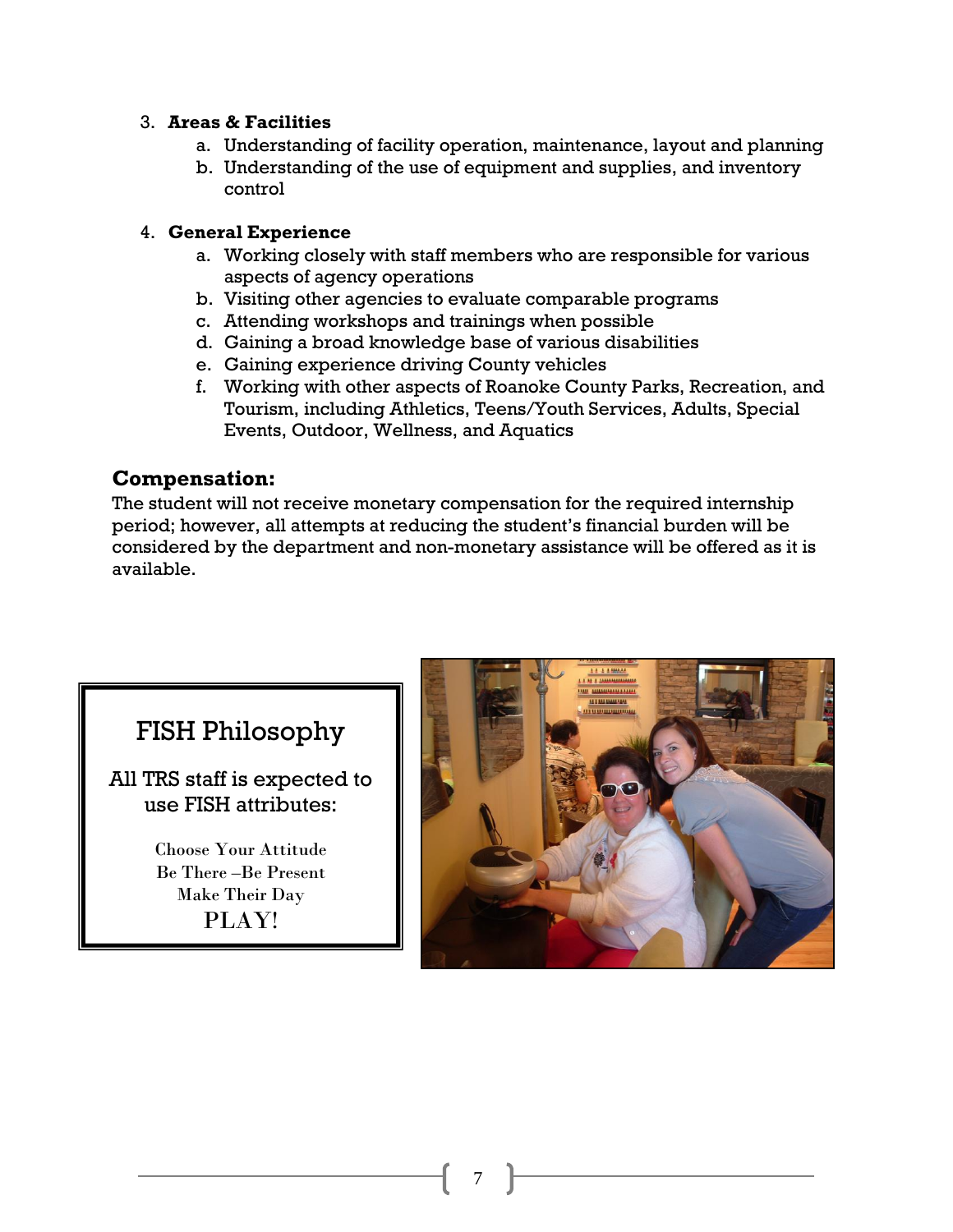3. **Areas & Facilities**
    a. Understanding of facility operation, maintenance, layout and planning
    b. Understanding of the use of equipment and supplies, and inventory control

4. **General Experience**
    a. Working closely with staff members who are responsible for various aspects of agency operations
    b. Visiting other agencies to evaluate comparable programs
    c. Attending workshops and trainings when possible
    d. Gaining a broad knowledge base of various disabilities
    e. Gaining experience driving County vehicles
    f. Working with other aspects of Roanoke County Parks, Recreation, and Tourism, including Athletics, Teens/Youth Services, Adults, Special Events, Outdoor, Wellness, and Aquatics

## Compensation:

The student will not receive monetary compensation for the required internship period; however, all attempts at reducing the student's financial burden will be considered by the department and non-monetary assistance will be offered as it is available.

### FISH Philosophy

All TRS staff is expected to use FISH attributes:

Choose Your Attitude
Be There –Be Present
Make Their Day
PLAY!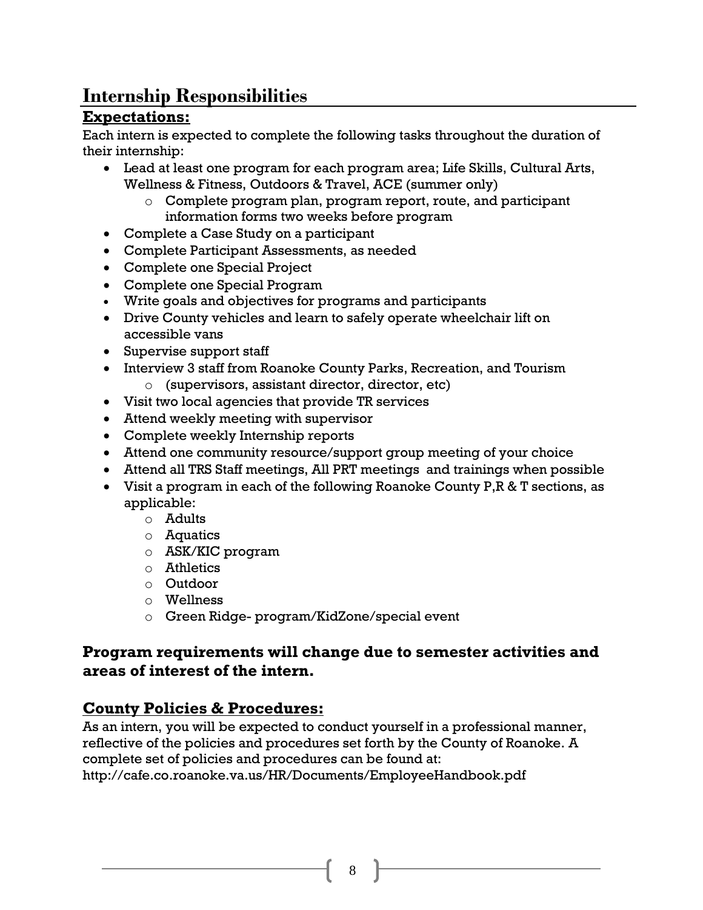# Internship Responsibilities

## Expectations:

Each intern is expected to complete the following tasks throughout the duration of their internship:

- Lead at least one program for each program area; Life Skills, Cultural Arts, Wellness & Fitness, Outdoors & Travel, ACE (summer only)
  - Complete program plan, program report, route, and participant information forms two weeks before program
- Complete a Case Study on a participant
- Complete Participant Assessments, as needed
- Complete one Special Project
- Complete one Special Program
- Write goals and objectives for programs and participants
- Drive County vehicles and learn to safely operate wheelchair lift on accessible vans
- Supervise support staff
- Interview 3 staff from Roanoke County Parks, Recreation, and Tourism
  - (supervisors, assistant director, director, etc)
- Visit two local agencies that provide TR services
- Attend weekly meeting with supervisor
- Complete weekly Internship reports
- Attend one community resource/support group meeting of your choice
- Attend all TRS Staff meetings, All PRT meetings and trainings when possible
- Visit a program in each of the following Roanoke County P,R & T sections, as applicable:
  - Adults
  - Aquatics
  - ASK/KIC program
  - Athletics
  - Outdoor
  - Wellness
  - Green Ridge- program/KidZone/special event

**Program requirements will change due to semester activities and areas of interest of the intern.**

## County Policies & Procedures:

As an intern, you will be expected to conduct yourself in a professional manner, reflective of the policies and procedures set forth by the County of Roanoke. A complete set of policies and procedures can be found at:
http://cafe.co.roanoke.va.us/HR/Documents/EmployeeHandbook.pdf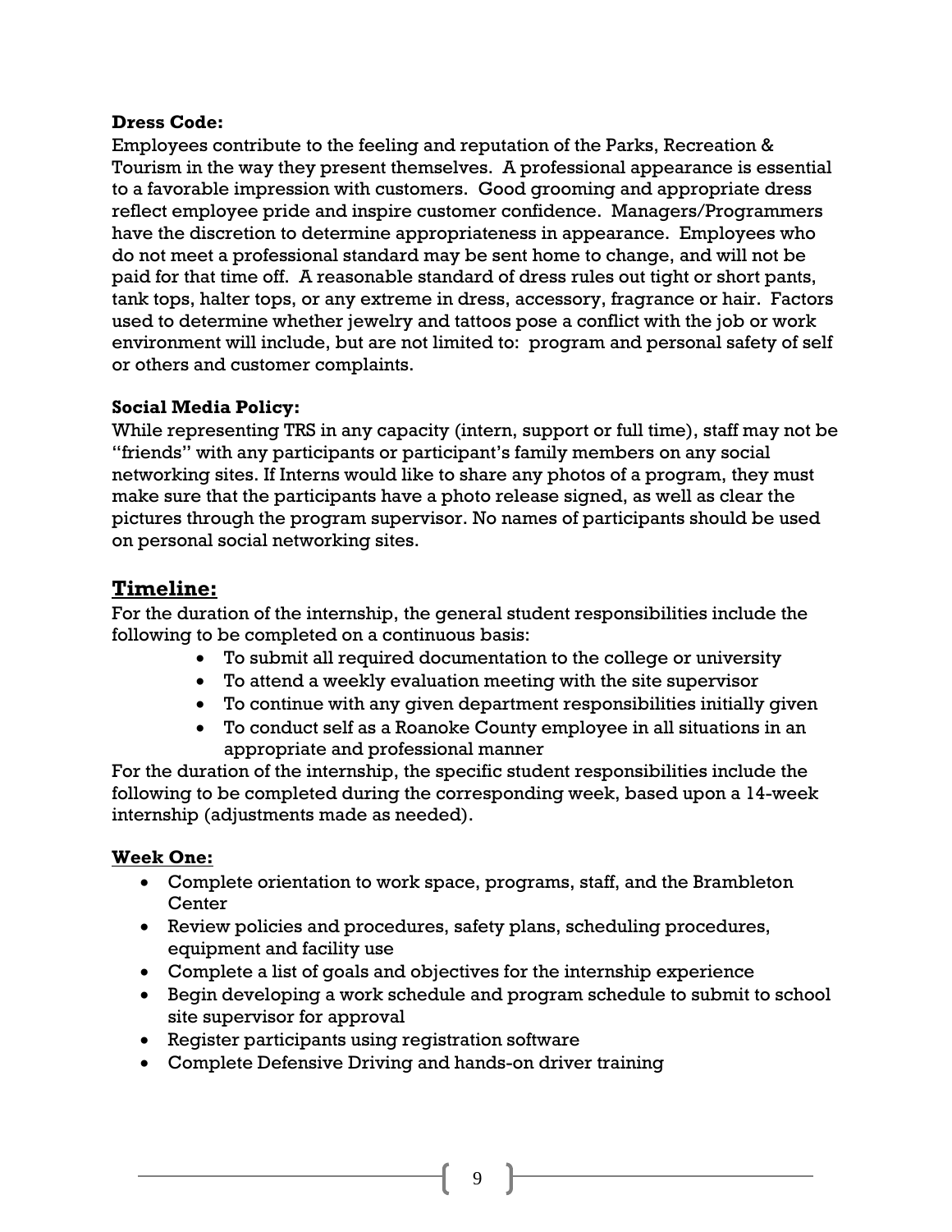**Dress Code:**
Employees contribute to the feeling and reputation of the Parks, Recreation & Tourism in the way they present themselves. A professional appearance is essential to a favorable impression with customers. Good grooming and appropriate dress reflect employee pride and inspire customer confidence. Managers/Programmers have the discretion to determine appropriateness in appearance. Employees who do not meet a professional standard may be sent home to change, and will not be paid for that time off. A reasonable standard of dress rules out tight or short pants, tank tops, halter tops, or any extreme in dress, accessory, fragrance or hair. Factors used to determine whether jewelry and tattoos pose a conflict with the job or work environment will include, but are not limited to: program and personal safety of self or others and customer complaints.

**Social Media Policy:**
While representing TRS in any capacity (intern, support or full time), staff may not be "friends" with any participants or participant's family members on any social networking sites. If Interns would like to share any photos of a program, they must make sure that the participants have a photo release signed, as well as clear the pictures through the program supervisor. No names of participants should be used on personal social networking sites.

## Timeline:

For the duration of the internship, the general student responsibilities include the following to be completed on a continuous basis:

- To submit all required documentation to the college or university
- To attend a weekly evaluation meeting with the site supervisor
- To continue with any given department responsibilities initially given
- To conduct self as a Roanoke County employee in all situations in an appropriate and professional manner

For the duration of the internship, the specific student responsibilities include the following to be completed during the corresponding week, based upon a 14-week internship (adjustments made as needed).

### Week One:

- Complete orientation to work space, programs, staff, and the Brambleton Center
- Review policies and procedures, safety plans, scheduling procedures, equipment and facility use
- Complete a list of goals and objectives for the internship experience
- Begin developing a work schedule and program schedule to submit to school site supervisor for approval
- Register participants using registration software
- Complete Defensive Driving and hands-on driver training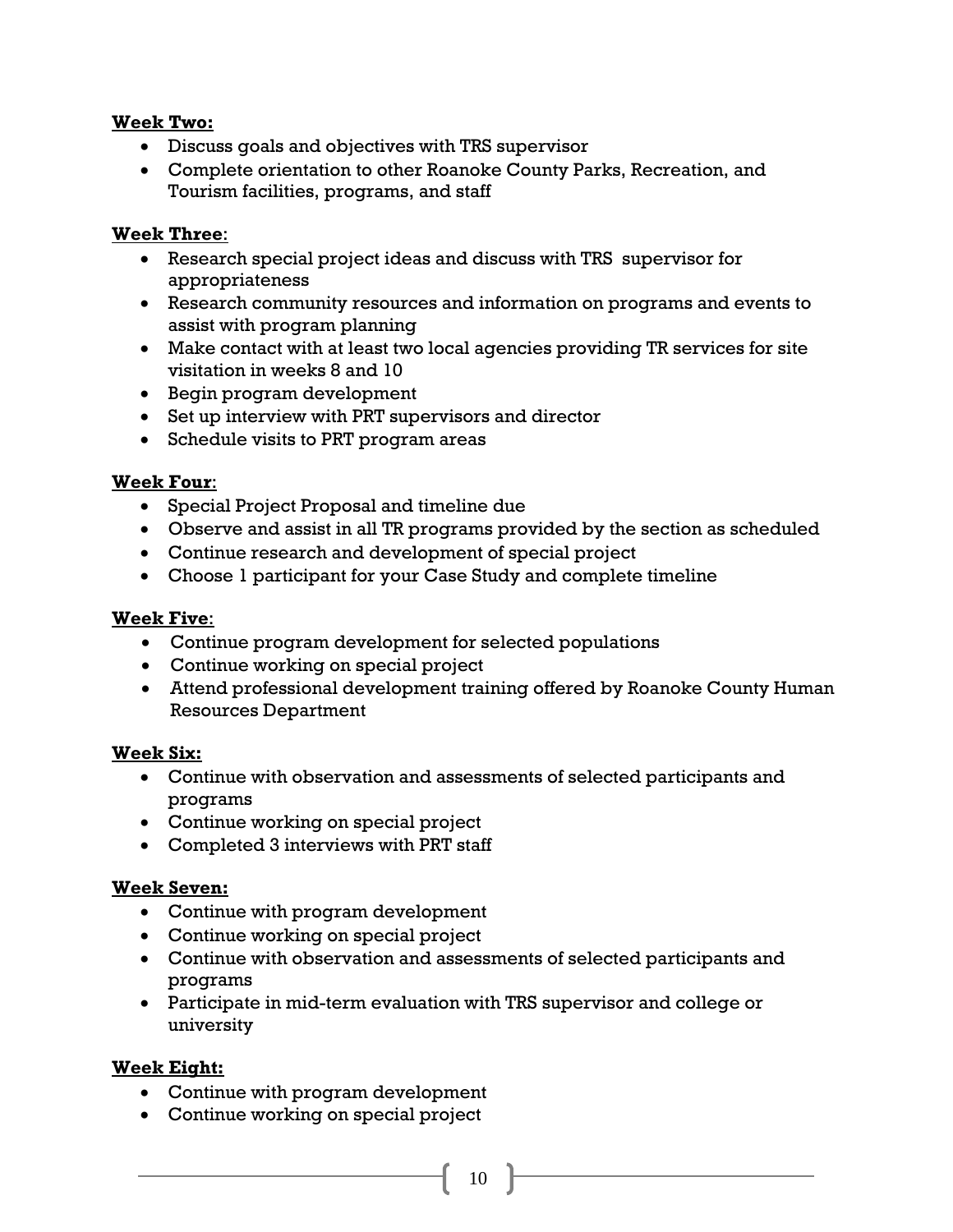**Week Two:**

- Discuss goals and objectives with TRS supervisor
- Complete orientation to other Roanoke County Parks, Recreation, and Tourism facilities, programs, and staff

**Week Three**:

- Research special project ideas and discuss with TRS supervisor for appropriateness
- Research community resources and information on programs and events to assist with program planning
- Make contact with at least two local agencies providing TR services for site visitation in weeks 8 and 10
- Begin program development
- Set up interview with PRT supervisors and director
- Schedule visits to PRT program areas

**Week Four**:

- Special Project Proposal and timeline due
- Observe and assist in all TR programs provided by the section as scheduled
- Continue research and development of special project
- Choose 1 participant for your Case Study and complete timeline

**Week Five**:

- Continue program development for selected populations
- Continue working on special project
- Attend professional development training offered by Roanoke County Human Resources Department

**Week Six:**

- Continue with observation and assessments of selected participants and programs
- Continue working on special project
- Completed 3 interviews with PRT staff

**Week Seven:**

- Continue with program development
- Continue working on special project
- Continue with observation and assessments of selected participants and programs
- Participate in mid-term evaluation with TRS supervisor and college or university

**Week Eight:**

- Continue with program development
- Continue working on special project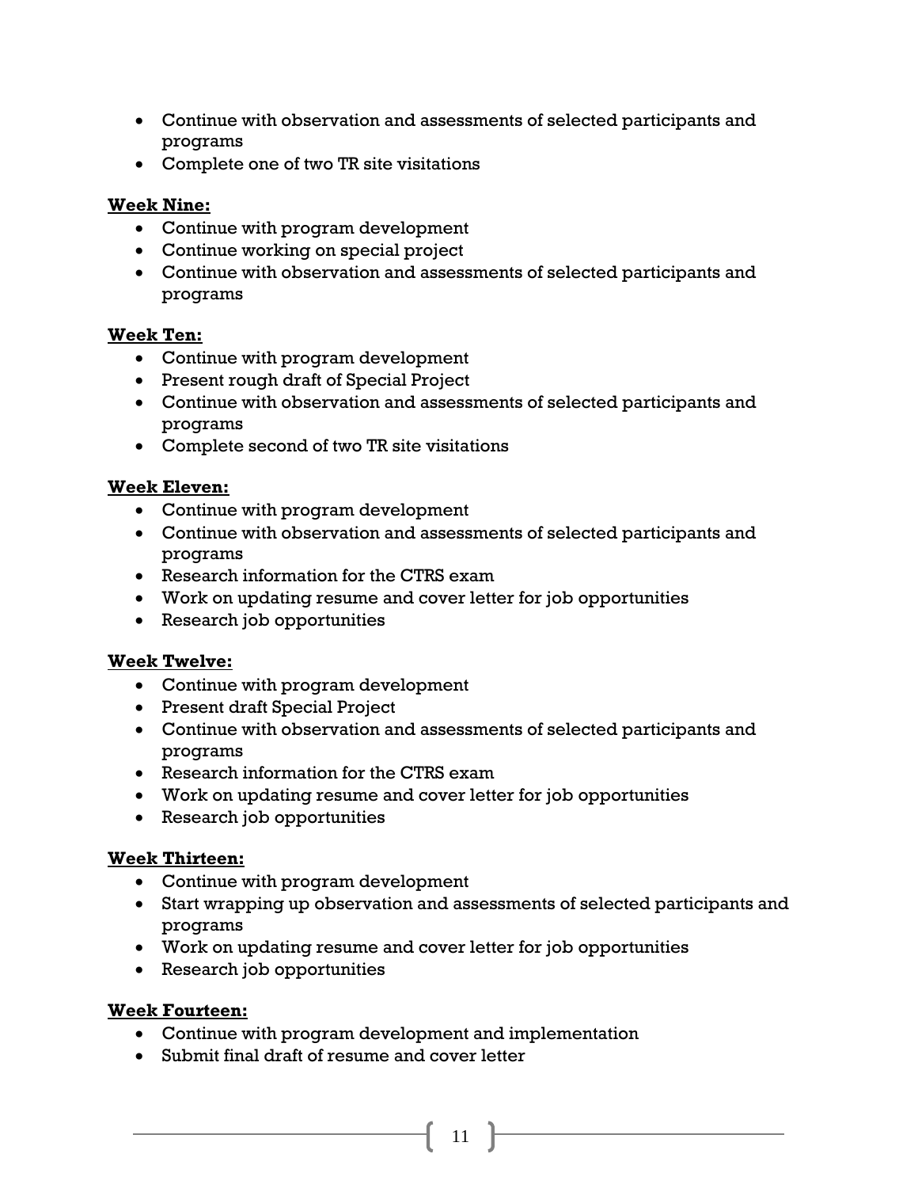- Continue with observation and assessments of selected participants and programs
- Complete one of two TR site visitations

**Week Nine:**

- Continue with program development
- Continue working on special project
- Continue with observation and assessments of selected participants and programs

**Week Ten:**

- Continue with program development
- Present rough draft of Special Project
- Continue with observation and assessments of selected participants and programs
- Complete second of two TR site visitations

**Week Eleven:**

- Continue with program development
- Continue with observation and assessments of selected participants and programs
- Research information for the CTRS exam
- Work on updating resume and cover letter for job opportunities
- Research job opportunities

**Week Twelve:**

- Continue with program development
- Present draft Special Project
- Continue with observation and assessments of selected participants and programs
- Research information for the CTRS exam
- Work on updating resume and cover letter for job opportunities
- Research job opportunities

**Week Thirteen:**

- Continue with program development
- Start wrapping up observation and assessments of selected participants and programs
- Work on updating resume and cover letter for job opportunities
- Research job opportunities

**Week Fourteen:**

- Continue with program development and implementation
- Submit final draft of resume and cover letter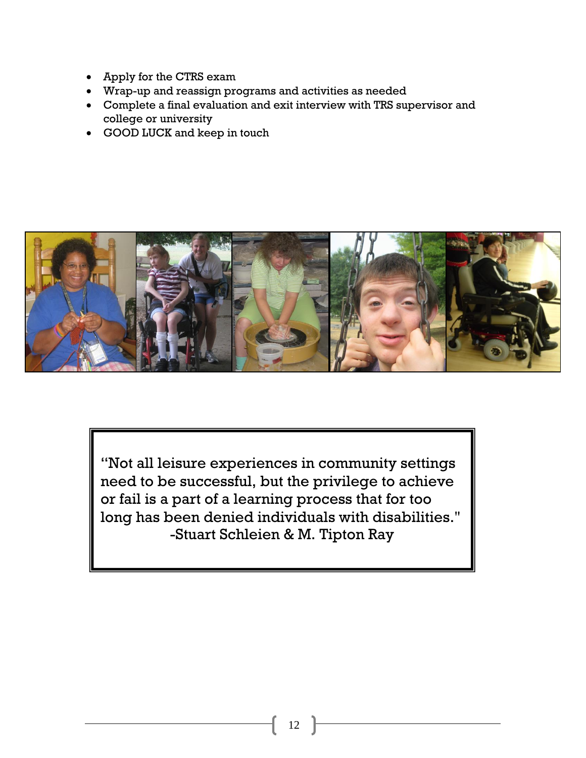- Apply for the CTRS exam
- Wrap-up and reassign programs and activities as needed
- Complete a final evaluation and exit interview with TRS supervisor and college or university
- GOOD LUCK and keep in touch

> "Not all leisure experiences in community settings need to be successful, but the privilege to achieve or fail is a part of a learning process that for too long has been denied individuals with disabilities."
> -Stuart Schleien & M. Tipton Ray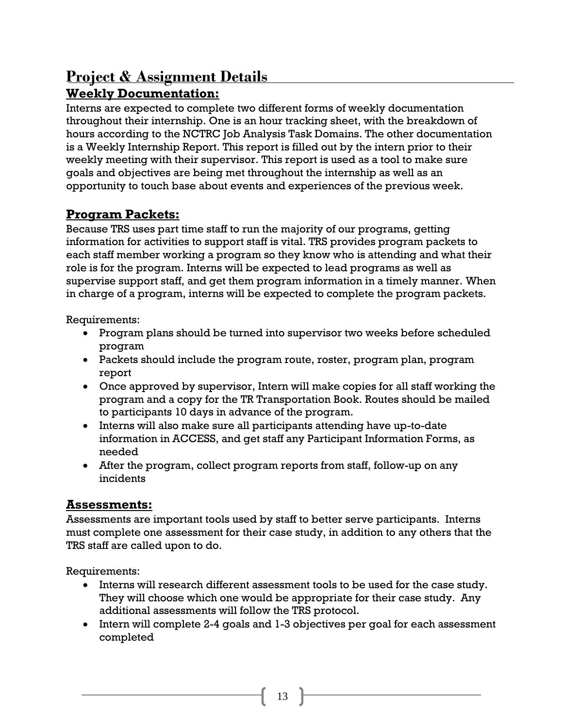# Project & Assignment Details

## Weekly Documentation:

Interns are expected to complete two different forms of weekly documentation throughout their internship. One is an hour tracking sheet, with the breakdown of hours according to the NCTRC Job Analysis Task Domains. The other documentation is a Weekly Internship Report. This report is filled out by the intern prior to their weekly meeting with their supervisor. This report is used as a tool to make sure goals and objectives are being met throughout the internship as well as an opportunity to touch base about events and experiences of the previous week.

## Program Packets:

Because TRS uses part time staff to run the majority of our programs, getting information for activities to support staff is vital. TRS provides program packets to each staff member working a program so they know who is attending and what their role is for the program. Interns will be expected to lead programs as well as supervise support staff, and get them program information in a timely manner. When in charge of a program, interns will be expected to complete the program packets.

Requirements:

- Program plans should be turned into supervisor two weeks before scheduled program
- Packets should include the program route, roster, program plan, program report
- Once approved by supervisor, Intern will make copies for all staff working the program and a copy for the TR Transportation Book. Routes should be mailed to participants 10 days in advance of the program.
- Interns will also make sure all participants attending have up-to-date information in ACCESS, and get staff any Participant Information Forms, as needed
- After the program, collect program reports from staff, follow-up on any incidents

## Assessments:

Assessments are important tools used by staff to better serve participants. Interns must complete one assessment for their case study, in addition to any others that the TRS staff are called upon to do.

Requirements:

- Interns will research different assessment tools to be used for the case study. They will choose which one would be appropriate for their case study. Any additional assessments will follow the TRS protocol.
- Intern will complete 2-4 goals and 1-3 objectives per goal for each assessment completed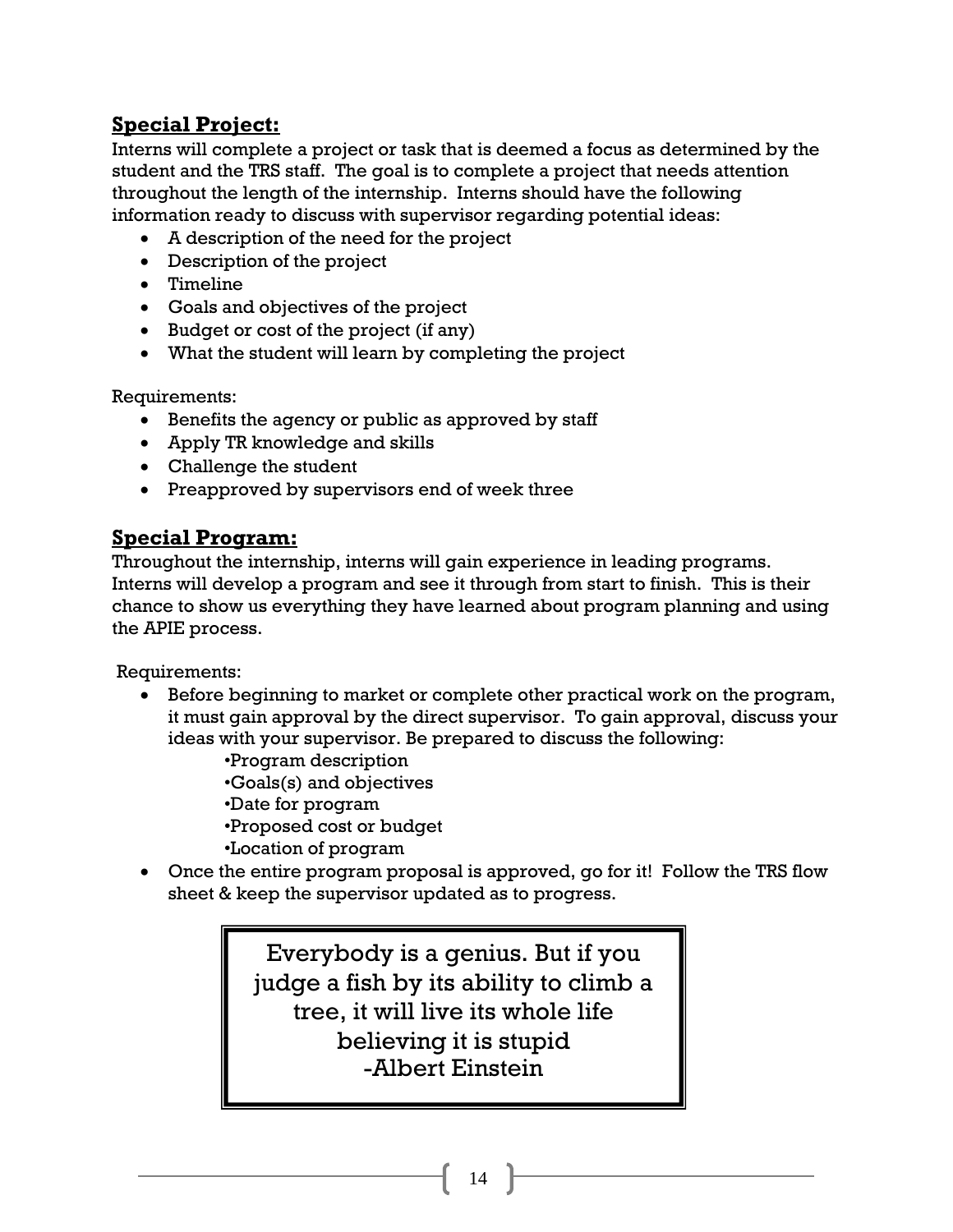## **Special Project:**

Interns will complete a project or task that is deemed a focus as determined by the student and the TRS staff. The goal is to complete a project that needs attention throughout the length of the internship. Interns should have the following information ready to discuss with supervisor regarding potential ideas:

- A description of the need for the project
- Description of the project
- Timeline
- Goals and objectives of the project
- Budget or cost of the project (if any)
- What the student will learn by completing the project

Requirements:

- Benefits the agency or public as approved by staff
- Apply TR knowledge and skills
- Challenge the student
- Preapproved by supervisors end of week three

## **Special Program:**

Throughout the internship, interns will gain experience in leading programs. Interns will develop a program and see it through from start to finish. This is their chance to show us everything they have learned about program planning and using the APIE process.

Requirements:

- Before beginning to market or complete other practical work on the program, it must gain approval by the direct supervisor. To gain approval, discuss your ideas with your supervisor. Be prepared to discuss the following:
    - Program description
    - Goals(s) and objectives
    - Date for program
    - Proposed cost or budget
    - Location of program
- Once the entire program proposal is approved, go for it! Follow the TRS flow sheet & keep the supervisor updated as to progress.

> Everybody is a genius. But if you judge a fish by its ability to climb a tree, it will live its whole life believing it is stupid
> -Albert Einstein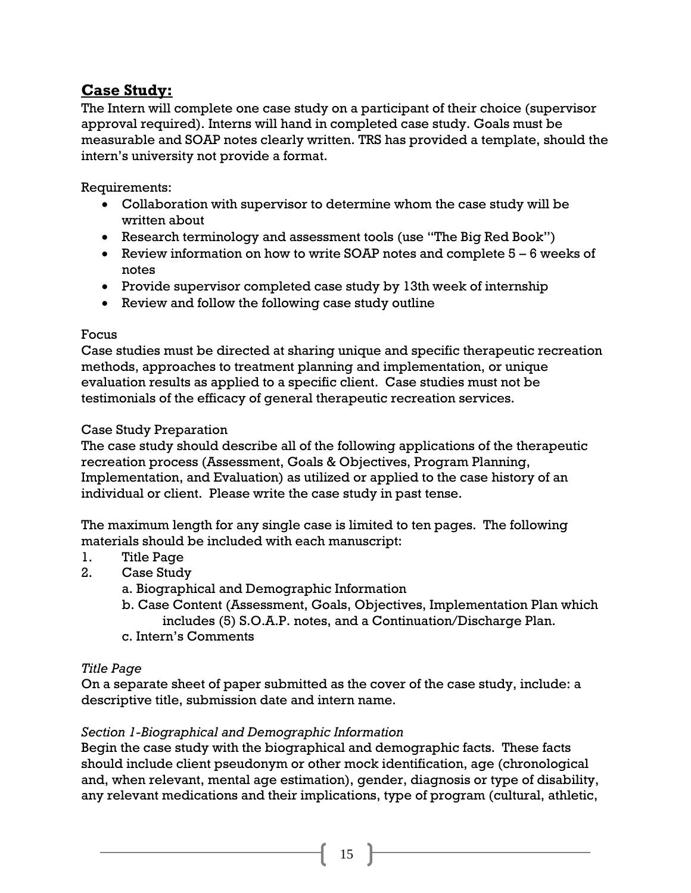## **Case Study:**

The Intern will complete one case study on a participant of their choice (supervisor approval required). Interns will hand in completed case study. Goals must be measurable and SOAP notes clearly written. TRS has provided a template, should the intern's university not provide a format.

Requirements:

- Collaboration with supervisor to determine whom the case study will be written about
- Research terminology and assessment tools (use "The Big Red Book")
- Review information on how to write SOAP notes and complete 5 – 6 weeks of notes
- Provide supervisor completed case study by 13th week of internship
- Review and follow the following case study outline

Focus

Case studies must be directed at sharing unique and specific therapeutic recreation methods, approaches to treatment planning and implementation, or unique evaluation results as applied to a specific client. Case studies must not be testimonials of the efficacy of general therapeutic recreation services.

Case Study Preparation

The case study should describe all of the following applications of the therapeutic recreation process (Assessment, Goals & Objectives, Program Planning, Implementation, and Evaluation) as utilized or applied to the case history of an individual or client. Please write the case study in past tense.

The maximum length for any single case is limited to ten pages. The following materials should be included with each manuscript:

1. Title Page
2. Case Study
   a. Biographical and Demographic Information
   b. Case Content (Assessment, Goals, Objectives, Implementation Plan which includes (5) S.O.A.P. notes, and a Continuation/Discharge Plan.
   c. Intern's Comments

*Title Page*

On a separate sheet of paper submitted as the cover of the case study, include: a descriptive title, submission date and intern name.

*Section 1-Biographical and Demographic Information*

Begin the case study with the biographical and demographic facts. These facts should include client pseudonym or other mock identification, age (chronological and, when relevant, mental age estimation), gender, diagnosis or type of disability, any relevant medications and their implications, type of program (cultural, athletic,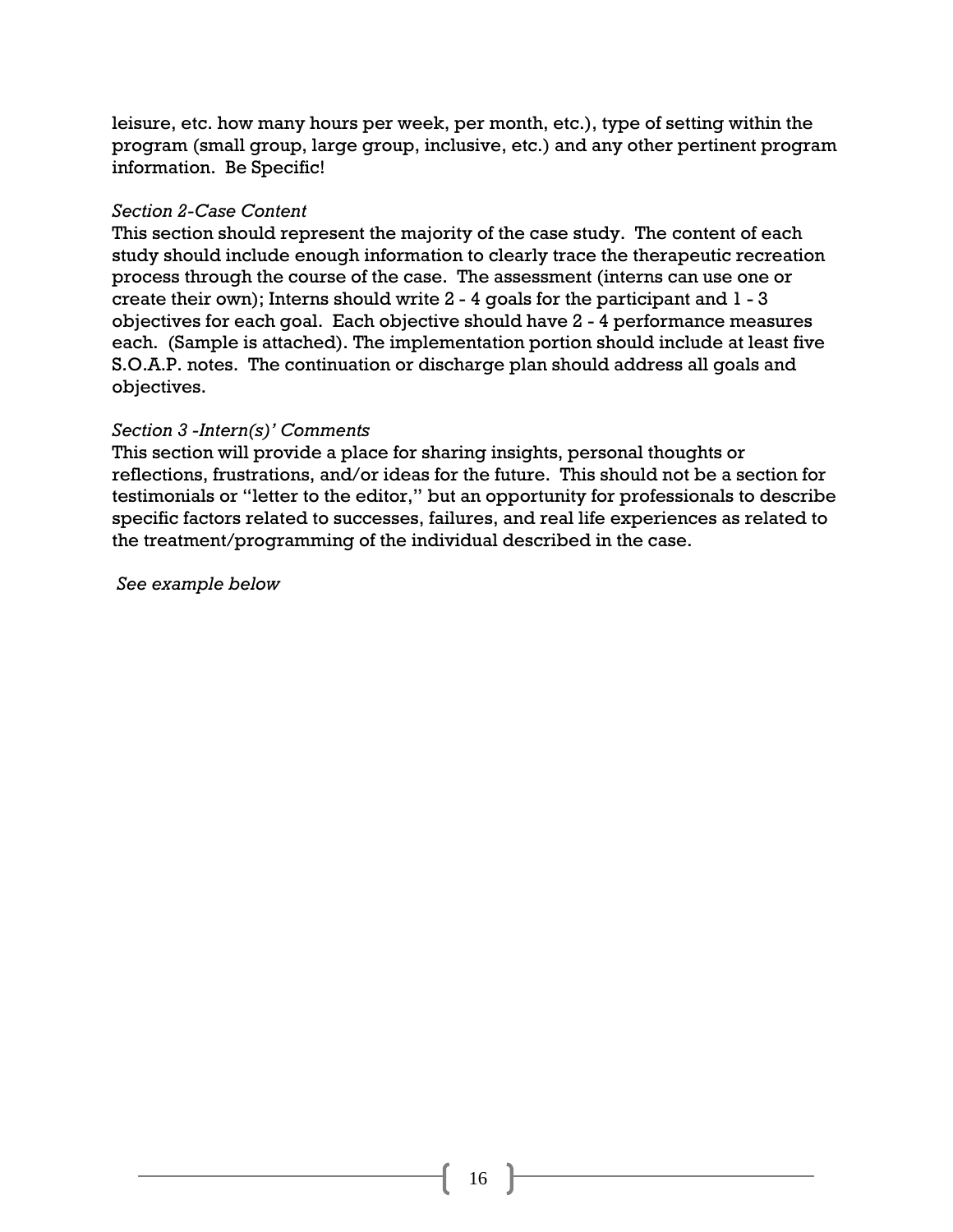leisure, etc. how many hours per week, per month, etc.), type of setting within the program (small group, large group, inclusive, etc.) and any other pertinent program information. Be Specific!

*Section 2-Case Content*

This section should represent the majority of the case study. The content of each study should include enough information to clearly trace the therapeutic recreation process through the course of the case. The assessment (interns can use one or create their own); Interns should write 2 - 4 goals for the participant and 1 - 3 objectives for each goal. Each objective should have 2 - 4 performance measures each. (Sample is attached). The implementation portion should include at least five S.O.A.P. notes. The continuation or discharge plan should address all goals and objectives.

*Section 3 -Intern(s)' Comments*

This section will provide a place for sharing insights, personal thoughts or reflections, frustrations, and/or ideas for the future. This should not be a section for testimonials or "letter to the editor," but an opportunity for professionals to describe specific factors related to successes, failures, and real life experiences as related to the treatment/programming of the individual described in the case.

*See example below*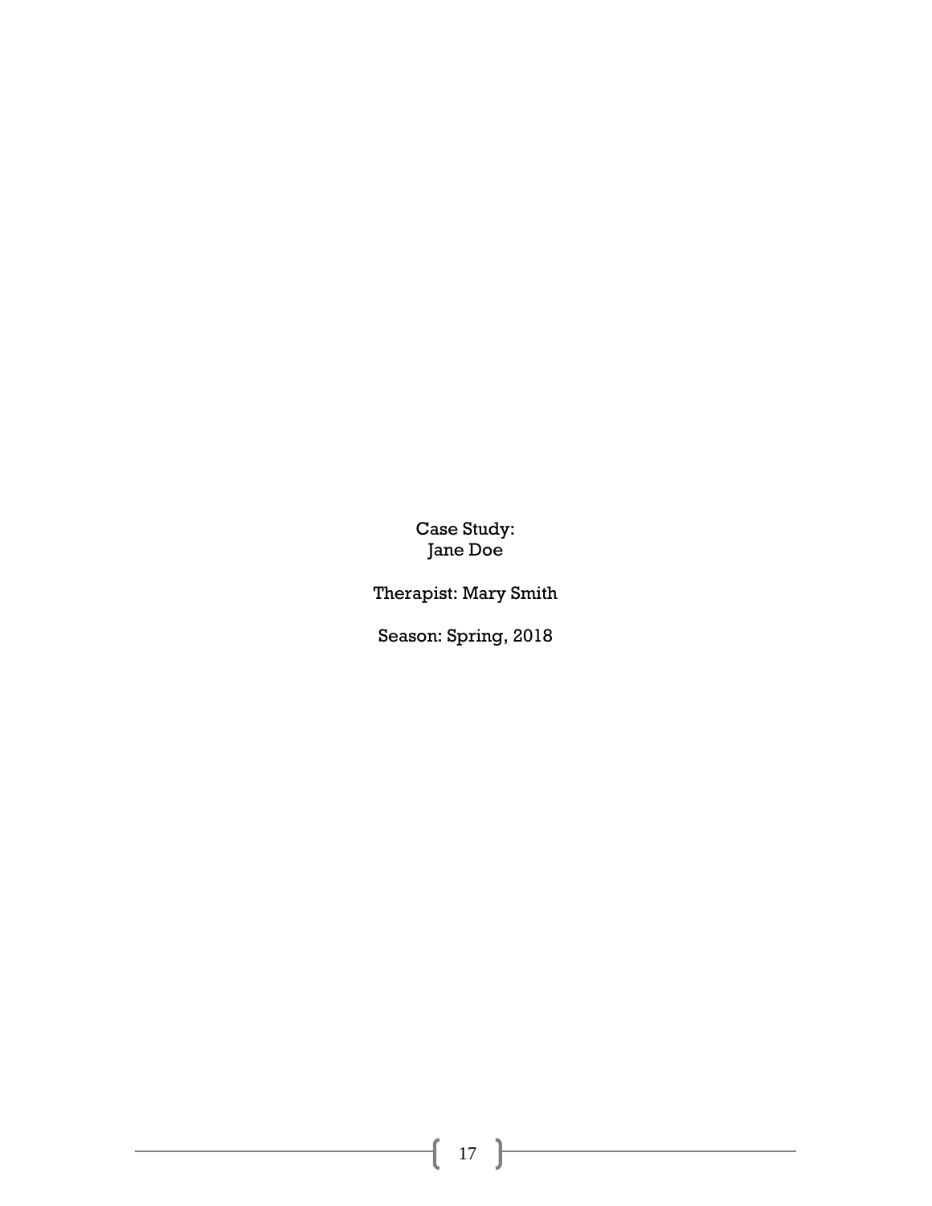Case Study:
Jane Doe

Therapist: Mary Smith

Season: Spring, 2018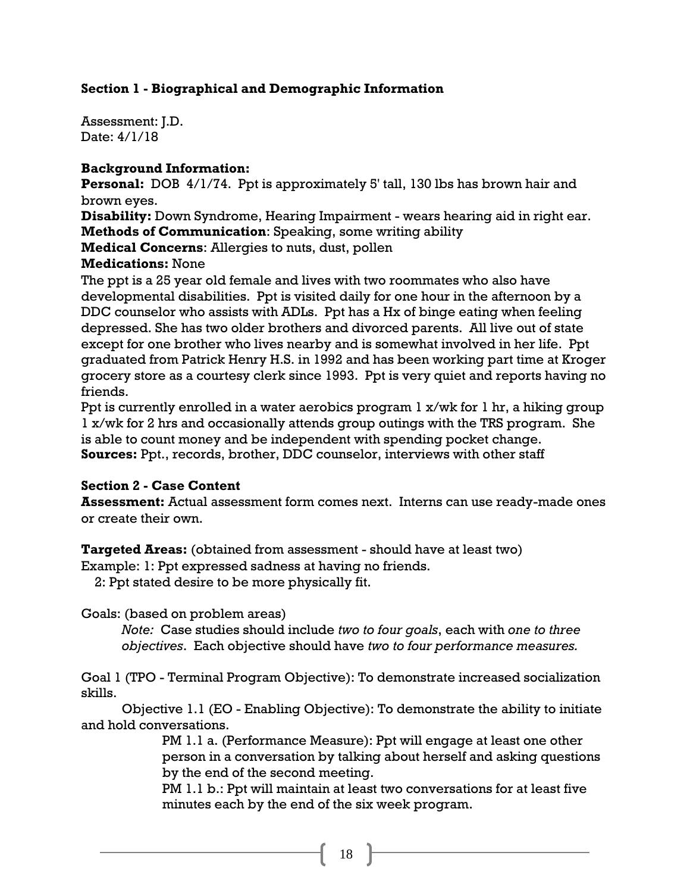**Section 1 - Biographical and Demographic Information**

Assessment: J.D.
Date: 4/1/18

**Background Information:**
**Personal:** DOB 4/1/74. Ppt is approximately 5' tall, 130 lbs has brown hair and brown eyes.
**Disability:** Down Syndrome, Hearing Impairment - wears hearing aid in right ear.
**Methods of Communication**: Speaking, some writing ability
**Medical Concerns**: Allergies to nuts, dust, pollen
**Medications:** None
The ppt is a 25 year old female and lives with two roommates who also have developmental disabilities. Ppt is visited daily for one hour in the afternoon by a DDC counselor who assists with ADLs. Ppt has a Hx of binge eating when feeling depressed. She has two older brothers and divorced parents. All live out of state except for one brother who lives nearby and is somewhat involved in her life. Ppt graduated from Patrick Henry H.S. in 1992 and has been working part time at Kroger grocery store as a courtesy clerk since 1993. Ppt is very quiet and reports having no friends.
Ppt is currently enrolled in a water aerobics program 1 x/wk for 1 hr, a hiking group 1 x/wk for 2 hrs and occasionally attends group outings with the TRS program. She is able to count money and be independent with spending pocket change.
**Sources:** Ppt., records, brother, DDC counselor, interviews with other staff

**Section 2 - Case Content**
**Assessment:** Actual assessment form comes next. Interns can use ready-made ones or create their own.

**Targeted Areas:** (obtained from assessment - should have at least two)
Example: 1: Ppt expressed sadness at having no friends.
2: Ppt stated desire to be more physically fit.

Goals: (based on problem areas)

> *Note:* Case studies should include *two to four goals*, each with *one to three objectives*. Each objective should have *two to four performance measures.*

Goal 1 (TPO - Terminal Program Objective): To demonstrate increased socialization skills.

Objective 1.1 (EO - Enabling Objective): To demonstrate the ability to initiate and hold conversations.

PM 1.1 a. (Performance Measure): Ppt will engage at least one other person in a conversation by talking about herself and asking questions by the end of the second meeting.

PM 1.1 b.: Ppt will maintain at least two conversations for at least five minutes each by the end of the six week program.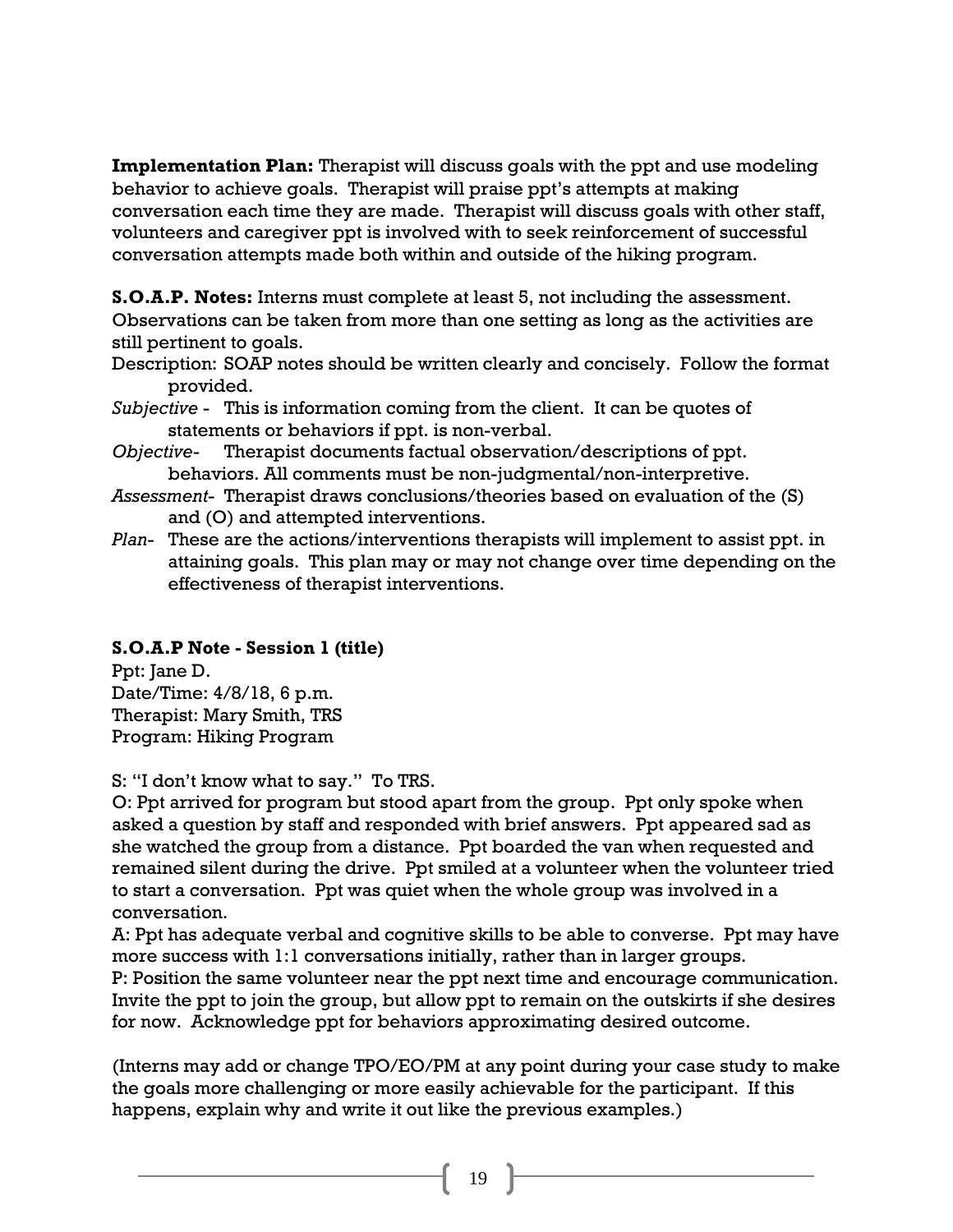**Implementation Plan:** Therapist will discuss goals with the ppt and use modeling behavior to achieve goals. Therapist will praise ppt's attempts at making conversation each time they are made. Therapist will discuss goals with other staff, volunteers and caregiver ppt is involved with to seek reinforcement of successful conversation attempts made both within and outside of the hiking program.

**S.O.A.P. Notes:** Interns must complete at least 5, not including the assessment. Observations can be taken from more than one setting as long as the activities are still pertinent to goals.

Description: SOAP notes should be written clearly and concisely. Follow the format provided.

*Subjective* - This is information coming from the client. It can be quotes of statements or behaviors if ppt. is non-verbal.

*Objective*- Therapist documents factual observation/descriptions of ppt. behaviors. All comments must be non-judgmental/non-interpretive.

*Assessment*- Therapist draws conclusions/theories based on evaluation of the (S) and (O) and attempted interventions.

*Plan*- These are the actions/interventions therapists will implement to assist ppt. in attaining goals. This plan may or may not change over time depending on the effectiveness of therapist interventions.

**S.O.A.P Note - Session 1 (title)**

Ppt: Jane D.
Date/Time: 4/8/18, 6 p.m.
Therapist: Mary Smith, TRS
Program: Hiking Program

S: "I don't know what to say." To TRS.

O: Ppt arrived for program but stood apart from the group. Ppt only spoke when asked a question by staff and responded with brief answers. Ppt appeared sad as she watched the group from a distance. Ppt boarded the van when requested and remained silent during the drive. Ppt smiled at a volunteer when the volunteer tried to start a conversation. Ppt was quiet when the whole group was involved in a conversation.

A: Ppt has adequate verbal and cognitive skills to be able to converse. Ppt may have more success with 1:1 conversations initially, rather than in larger groups.

P: Position the same volunteer near the ppt next time and encourage communication. Invite the ppt to join the group, but allow ppt to remain on the outskirts if she desires for now. Acknowledge ppt for behaviors approximating desired outcome.

(Interns may add or change TPO/EO/PM at any point during your case study to make the goals more challenging or more easily achievable for the participant. If this happens, explain why and write it out like the previous examples.)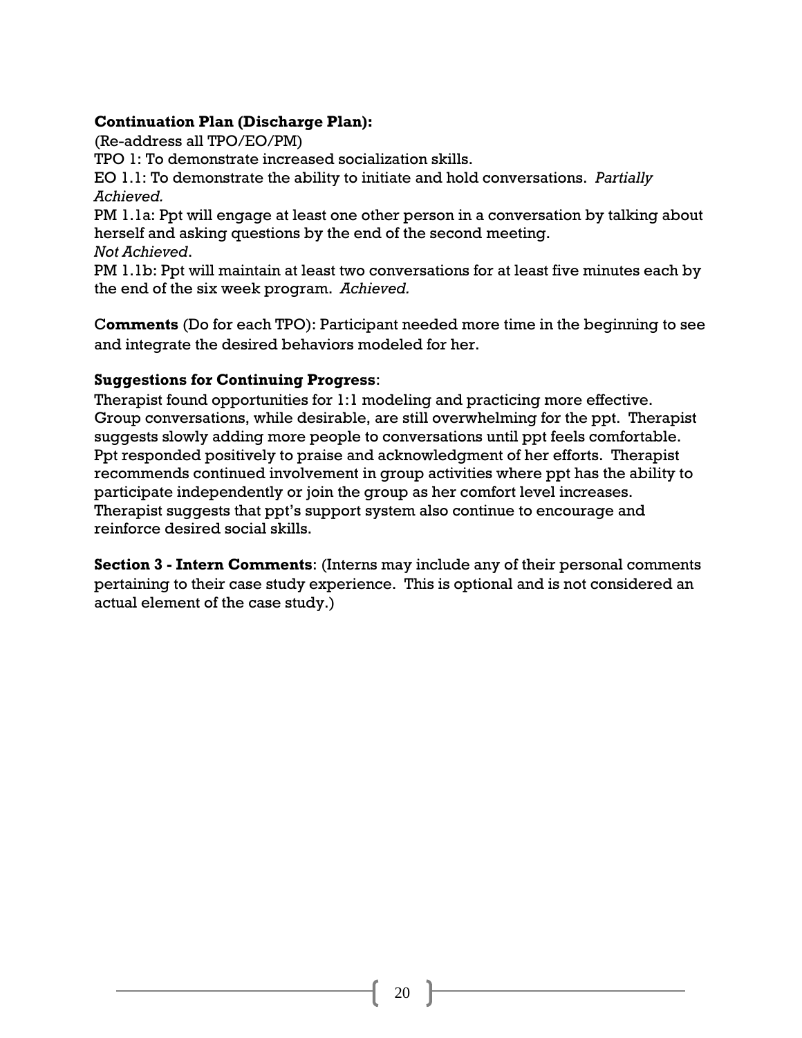**Continuation Plan (Discharge Plan):**

(Re-address all TPO/EO/PM)

TPO 1: To demonstrate increased socialization skills.

EO 1.1: To demonstrate the ability to initiate and hold conversations. *Partially Achieved.*

PM 1.1a: Ppt will engage at least one other person in a conversation by talking about herself and asking questions by the end of the second meeting.
*Not Achieved*.

PM 1.1b: Ppt will maintain at least two conversations for at least five minutes each by the end of the six week program. *Achieved.*

C**omments** (Do for each TPO): Participant needed more time in the beginning to see and integrate the desired behaviors modeled for her.

**Suggestions for Continuing Progress**:

Therapist found opportunities for 1:1 modeling and practicing more effective. Group conversations, while desirable, are still overwhelming for the ppt. Therapist suggests slowly adding more people to conversations until ppt feels comfortable. Ppt responded positively to praise and acknowledgment of her efforts. Therapist recommends continued involvement in group activities where ppt has the ability to participate independently or join the group as her comfort level increases. Therapist suggests that ppt's support system also continue to encourage and reinforce desired social skills.

**Section 3 - Intern Comments**: (Interns may include any of their personal comments pertaining to their case study experience. This is optional and is not considered an actual element of the case study.)